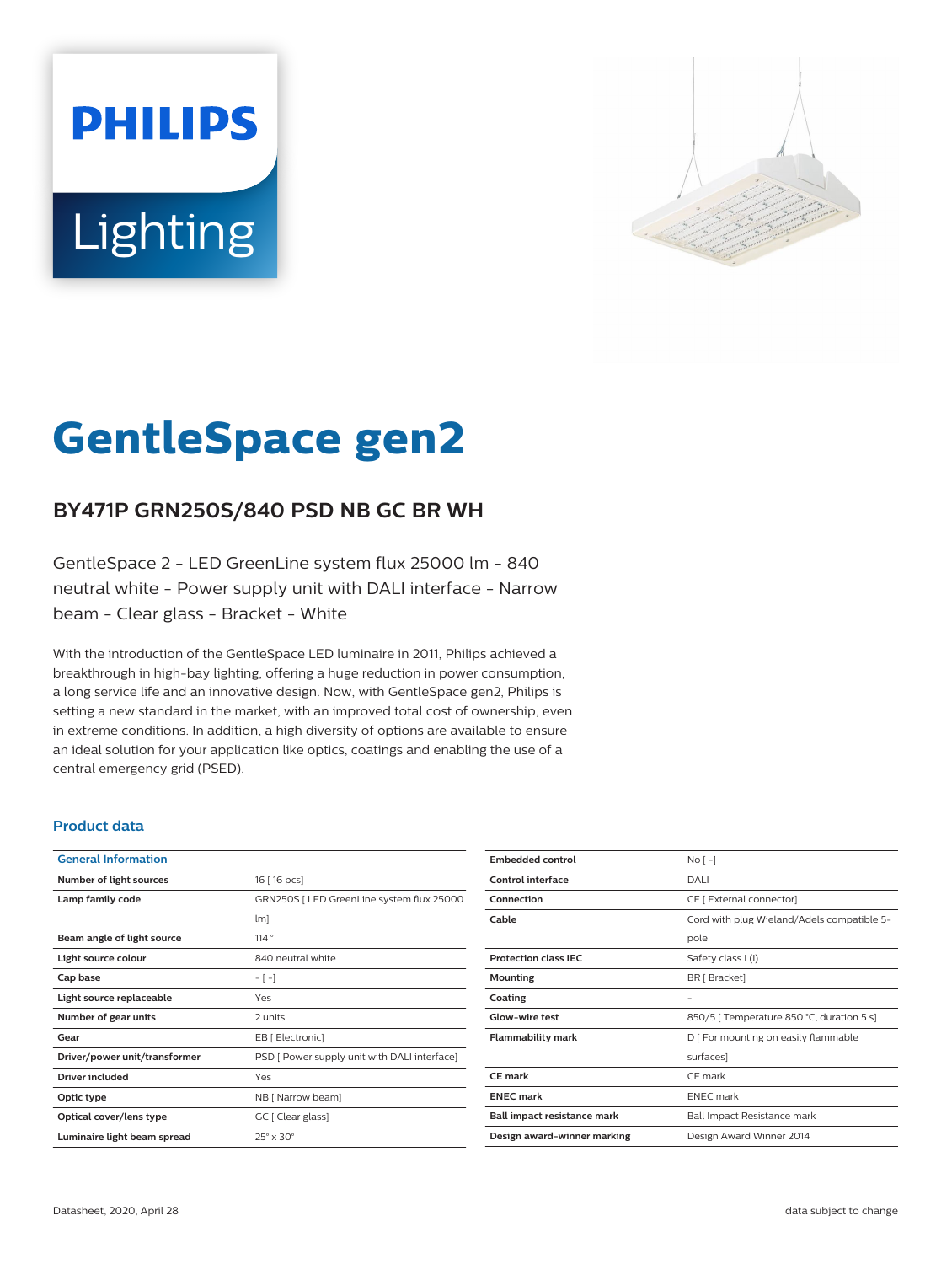# GentleSpace gen2

## BY471P GRN250S/840 PSD NB GC BR WH

GentleSpace 2 - LED GreenLine system flux 25000 lm - 840 neutral white - Power supply unit with DALI interface - Narrow beam - Clear glass - Bracket - White

With the introduction of the GentleSpace LED luminaire in 2011, Philips achieved a breakthrough in high-bay lighting, offering a huge reduction in power consumption, a long service life and an innovative design. Now, with GentleSpace gen2, Philips is setting a new standard in the market, with an improved total cost of ownership, even in extreme conditions. In addition, a high diversity of options are available to ensure an ideal solution for your application like optics, coatings and enabling the use of a central emergency grid (PSED).

### Product data

| General Information | |
|---|---|
| Number of light sources | 16 [ 16 pcs] |
| Lamp family code | GRN250S [ LED GreenLine system flux 25000 lm] |
| Beam angle of light source | 114 ° |
| Light source colour | 840 neutral white |
| Cap base | - [ -] |
| Light source replaceable | Yes |
| Number of gear units | 2 units |
| Gear | EB [ Electronic] |
| Driver/power unit/transformer | PSD [ Power supply unit with DALI interface] |
| Driver included | Yes |
| Optic type | NB [ Narrow beam] |
| Optical cover/lens type | GC [ Clear glass] |
| Luminaire light beam spread | 25° x 30° |

| | |
|---|---|
| Embedded control | No [ -] |
| Control interface | DALI |
| Connection | CE [ External connector] |
| Cable | Cord with plug Wieland/Adels compatible 5-pole |
| Protection class IEC | Safety class I (I) |
| Mounting | BR [ Bracket] |
| Coating | - |
| Glow-wire test | 850/5 [ Temperature 850 °C, duration 5 s] |
| Flammability mark | D [ For mounting on easily flammable surfaces] |
| CE mark | CE mark |
| ENEC mark | ENEC mark |
| Ball impact resistance mark | Ball Impact Resistance mark |
| Design award-winner marking | Design Award Winner 2014 |

Datasheet, 2020, April 28

data subject to change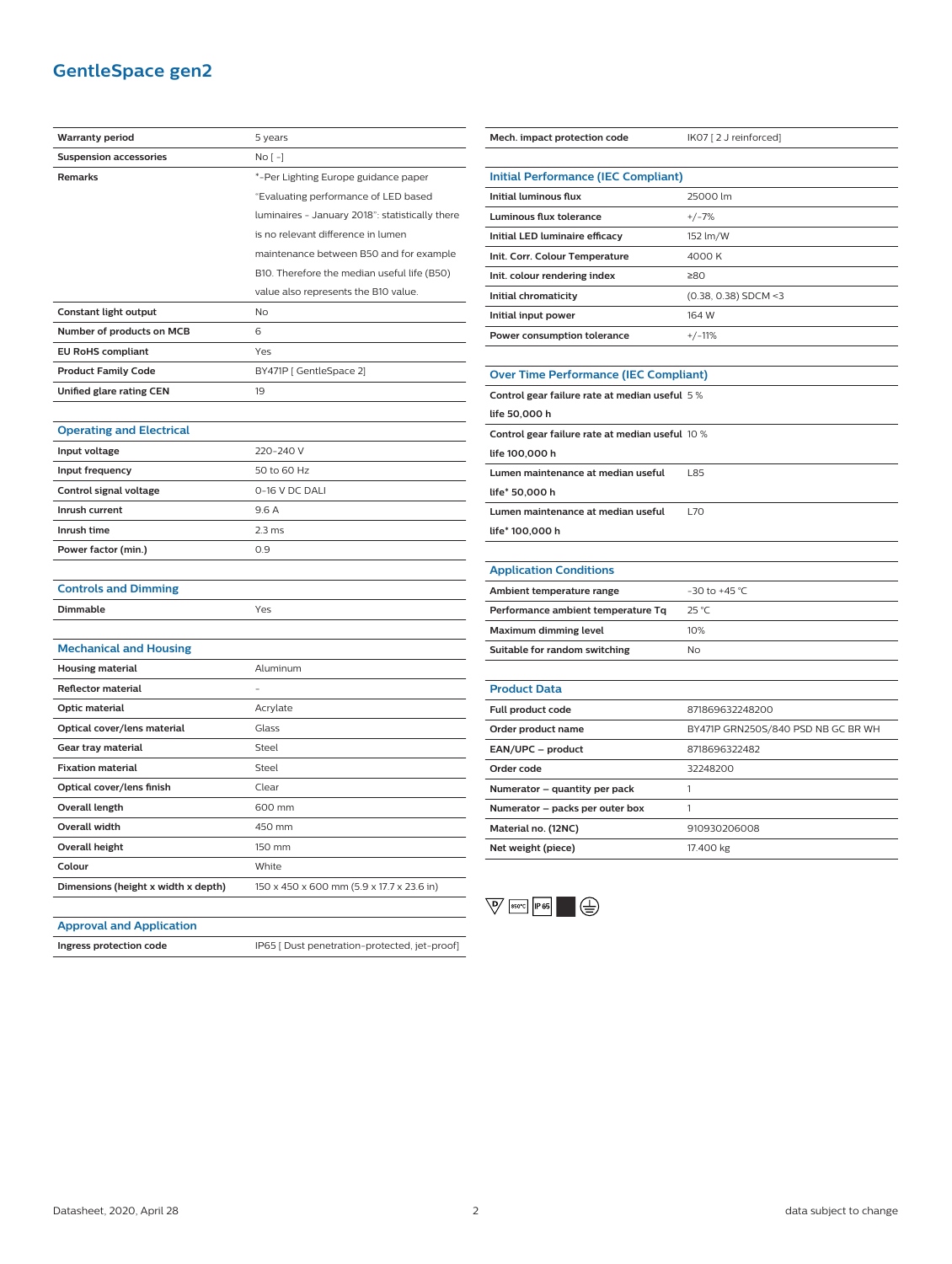# GentleSpace gen2

| | |
|---|---|
| **Warranty period** | 5 years |
| **Suspension accessories** | No [ - ] |
| **Remarks** | *-Per Lighting Europe guidance paper "Evaluating performance of LED based luminaires - January 2018": statistically there is no relevant difference in lumen maintenance between B50 and for example B10. Therefore the median useful life (B50) value also represents the B10 value. |
| **Constant light output** | No |
| **Number of products on MCB** | 6 |
| **EU RoHS compliant** | Yes |
| **Product Family Code** | BY471P [ GentleSpace 2] |
| **Unified glare rating CEN** | 19 |

## Operating and Electrical

| | |
|---|---|
| **Input voltage** | 220-240 V |
| **Input frequency** | 50 to 60 Hz |
| **Control signal voltage** | 0-16 V DC DALI |
| **Inrush current** | 9.6 A |
| **Inrush time** | 2.3 ms |
| **Power factor (min.)** | 0.9 |

## Controls and Dimming

| | |
|---|---|
| **Dimmable** | Yes |

## Mechanical and Housing

| | |
|---|---|
| **Housing material** | Aluminum |
| **Reflector material** | - |
| **Optic material** | Acrylate |
| **Optical cover/lens material** | Glass |
| **Gear tray material** | Steel |
| **Fixation material** | Steel |
| **Optical cover/lens finish** | Clear |
| **Overall length** | 600 mm |
| **Overall width** | 450 mm |
| **Overall height** | 150 mm |
| **Colour** | White |
| **Dimensions (height x width x depth)** | 150 x 450 x 600 mm (5.9 x 17.7 x 23.6 in) |

## Approval and Application

| | |
|---|---|
| **Ingress protection code** | IP65 [ Dust penetration-protected, jet-proof] |
| **Mech. impact protection code** | IK07 [ 2 J reinforced] |

## Initial Performance (IEC Compliant)

| | |
|---|---|
| **Initial luminous flux** | 25000 lm |
| **Luminous flux tolerance** | +/-7% |
| **Initial LED luminaire efficacy** | 152 lm/W |
| **Init. Corr. Colour Temperature** | 4000 K |
| **Init. colour rendering index** | ≥80 |
| **Initial chromaticity** | (0.38, 0.38) SDCM <3 |
| **Initial input power** | 164 W |
| **Power consumption tolerance** | +/-11% |

## Over Time Performance (IEC Compliant)

| | |
|---|---|
| **Control gear failure rate at median useful life 50,000 h** | 5 % |
| **Control gear failure rate at median useful life 100,000 h** | 10 % |
| **Lumen maintenance at median useful life* 50,000 h** | L85 |
| **Lumen maintenance at median useful life* 100,000 h** | L70 |

## Application Conditions

| | |
|---|---|
| **Ambient temperature range** | -30 to +45 °C |
| **Performance ambient temperature Tq** | 25 °C |
| **Maximum dimming level** | 10% |
| **Suitable for random switching** | No |

## Product Data

| | |
|---|---|
| **Full product code** | 871869632248200 |
| **Order product name** | BY471P GRN250S/840 PSD NB GC BR WH |
| **EAN/UPC – product** | 8718696322482 |
| **Order code** | 32248200 |
| **Numerator – quantity per pack** | 1 |
| **Numerator – packs per outer box** | 1 |
| **Material no. (12NC)** | 910930206008 |
| **Net weight (piece)** | 17.400 kg |

D 850°C IP65

Datasheet, 2020, April 28 — data subject to change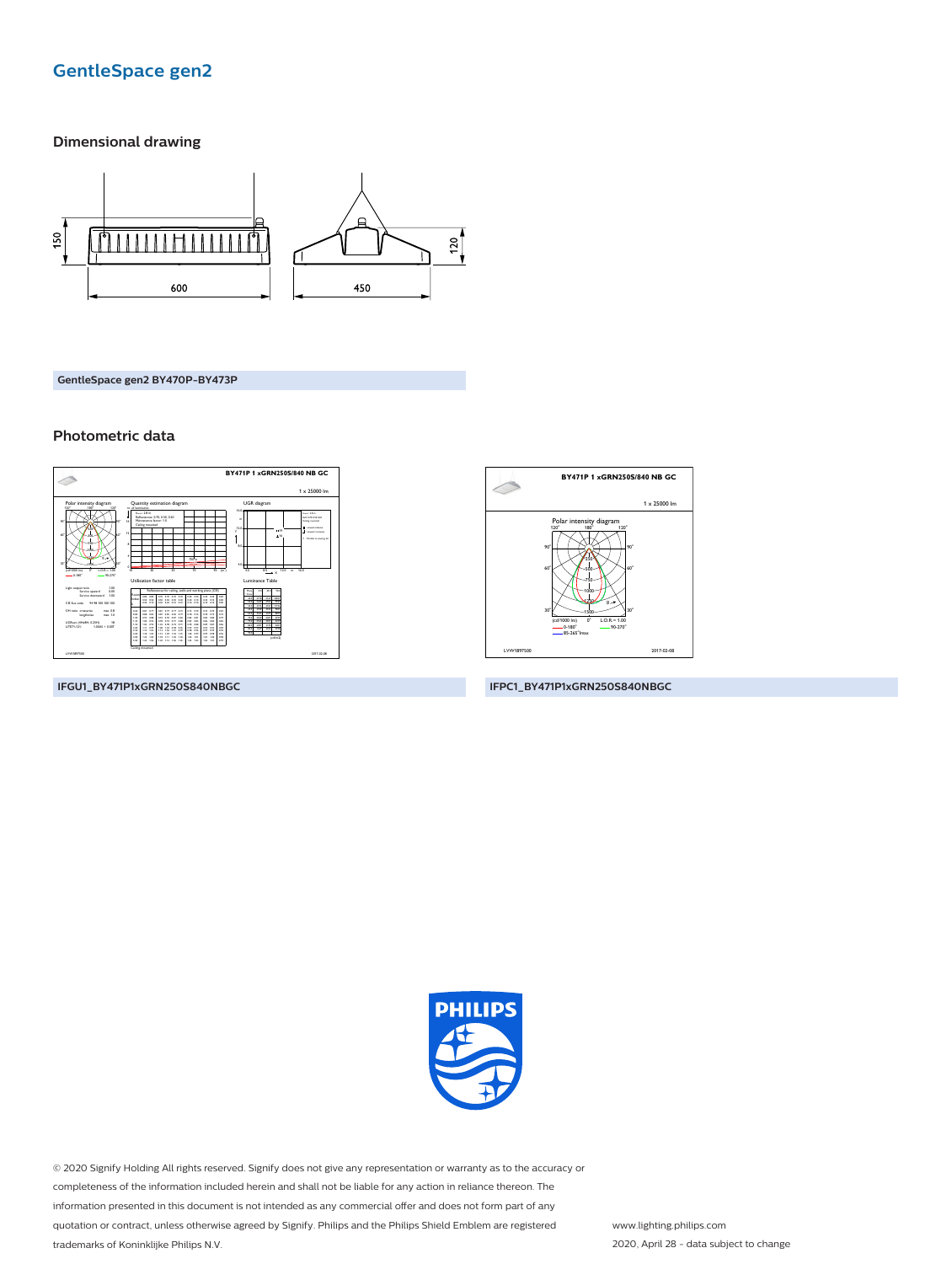## GentleSpace gen2

### Dimensional drawing

150

600

450

120

GentleSpace gen2 BY470P-BY473P

### Photometric data

BY471P 1 xGRN250S/840 NB GC

1 x 25000 lm

Polar intensity diagram

Quantity estimation diagram

UGR diagram

Utilisation factor table

Luminance Table

LVW1897500

2017-02-08

IFGU1_BY471P1xGRN250S840NBGC

BY471P 1 xGRN250S/840 NB GC

1 x 25000 lm

Polar intensity diagram

120° 180° 120°

90° 90°

60° 60°

30° 30°

250

500

750

1000

1250

1500

γ

(cd/1000 lm) 0° L.O.R.= 1.00

0-180° 90-270°

85-265°Imax

LVW1897500

2017-02-08

IFPC1_BY471P1xGRN250S840NBGC

© 2020 Signify Holding All rights reserved. Signify does not give any representation or warranty as to the accuracy or completeness of the information included herein and shall not be liable for any action in reliance thereon. The information presented in this document is not intended as any commercial offer and does not form part of any quotation or contract, unless otherwise agreed by Signify. Philips and the Philips Shield Emblem are registered trademarks of Koninklijke Philips N.V.

www.lighting.philips.com

2020, April 28 - data subject to change